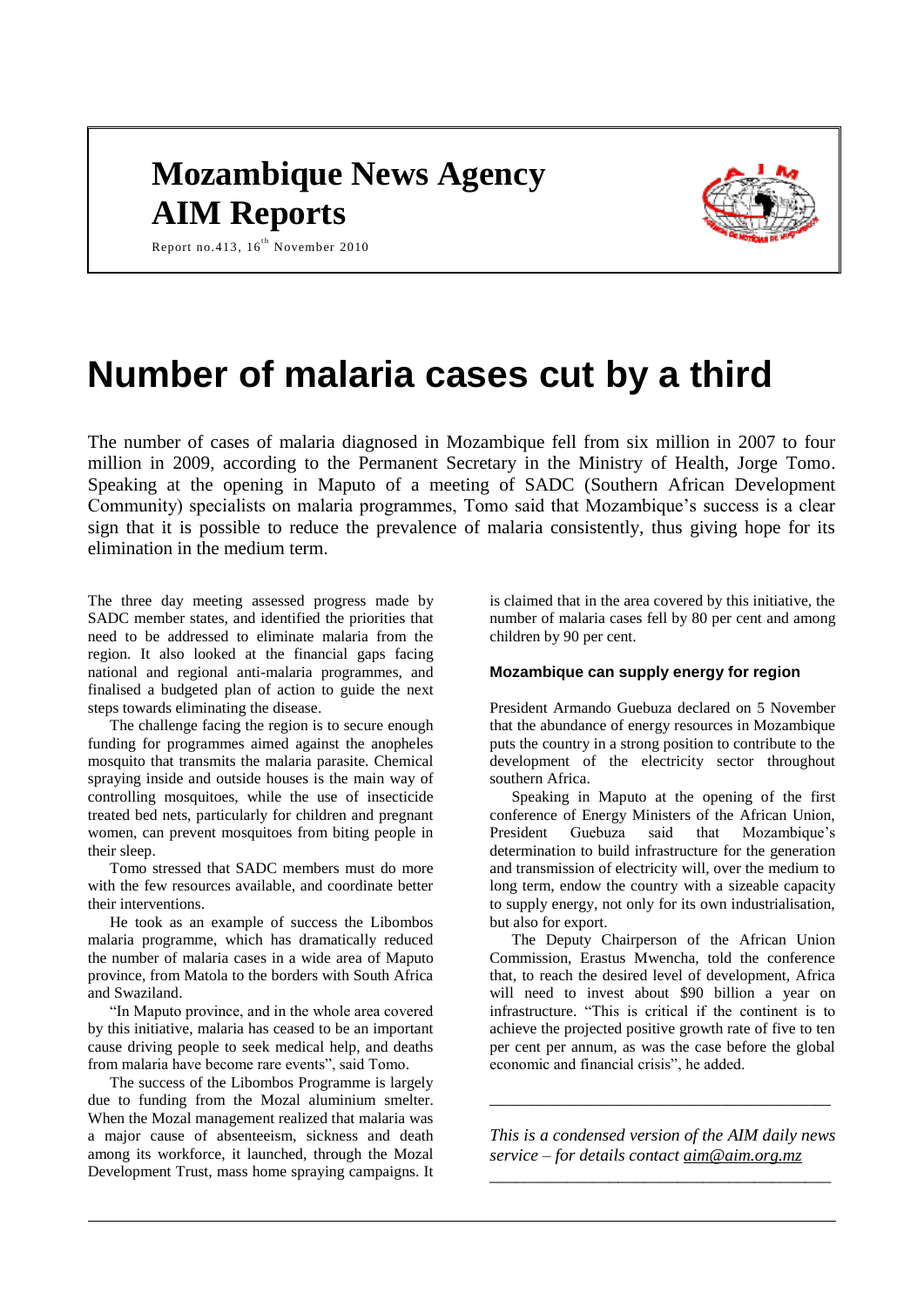# Mozambique News Agency
# AIM Reports

Report no.413, 16th November 2010

# Number of malaria cases cut by a third

The number of cases of malaria diagnosed in Mozambique fell from six million in 2007 to four million in 2009, according to the Permanent Secretary in the Ministry of Health, Jorge Tomo. Speaking at the opening in Maputo of a meeting of SADC (Southern African Development Community) specialists on malaria programmes, Tomo said that Mozambique's success is a clear sign that it is possible to reduce the prevalence of malaria consistently, thus giving hope for its elimination in the medium term.

The three day meeting assessed progress made by SADC member states, and identified the priorities that need to be addressed to eliminate malaria from the region. It also looked at the financial gaps facing national and regional anti-malaria programmes, and finalised a budgeted plan of action to guide the next steps towards eliminating the disease.

The challenge facing the region is to secure enough funding for programmes aimed against the anopheles mosquito that transmits the malaria parasite. Chemical spraying inside and outside houses is the main way of controlling mosquitoes, while the use of insecticide treated bed nets, particularly for children and pregnant women, can prevent mosquitoes from biting people in their sleep.

Tomo stressed that SADC members must do more with the few resources available, and coordinate better their interventions.

He took as an example of success the Libombos malaria programme, which has dramatically reduced the number of malaria cases in a wide area of Maputo province, from Matola to the borders with South Africa and Swaziland.

"In Maputo province, and in the whole area covered by this initiative, malaria has ceased to be an important cause driving people to seek medical help, and deaths from malaria have become rare events", said Tomo.

The success of the Libombos Programme is largely due to funding from the Mozal aluminium smelter. When the Mozal management realized that malaria was a major cause of absenteeism, sickness and death among its workforce, it launched, through the Mozal Development Trust, mass home spraying campaigns. It is claimed that in the area covered by this initiative, the number of malaria cases fell by 80 per cent and among children by 90 per cent.

### Mozambique can supply energy for region

President Armando Guebuza declared on 5 November that the abundance of energy resources in Mozambique puts the country in a strong position to contribute to the development of the electricity sector throughout southern Africa.

Speaking in Maputo at the opening of the first conference of Energy Ministers of the African Union, President Guebuza said that Mozambique's determination to build infrastructure for the generation and transmission of electricity will, over the medium to long term, endow the country with a sizeable capacity to supply energy, not only for its own industrialisation, but also for export.

The Deputy Chairperson of the African Union Commission, Erastus Mwencha, told the conference that, to reach the desired level of development, Africa will need to invest about $90 billion a year on infrastructure. "This is critical if the continent is to achieve the projected positive growth rate of five to ten per cent per annum, as was the case before the global economic and financial crisis", he added.

---

*This is a condensed version of the AIM daily news service – for details contact aim@aim.org.mz*

---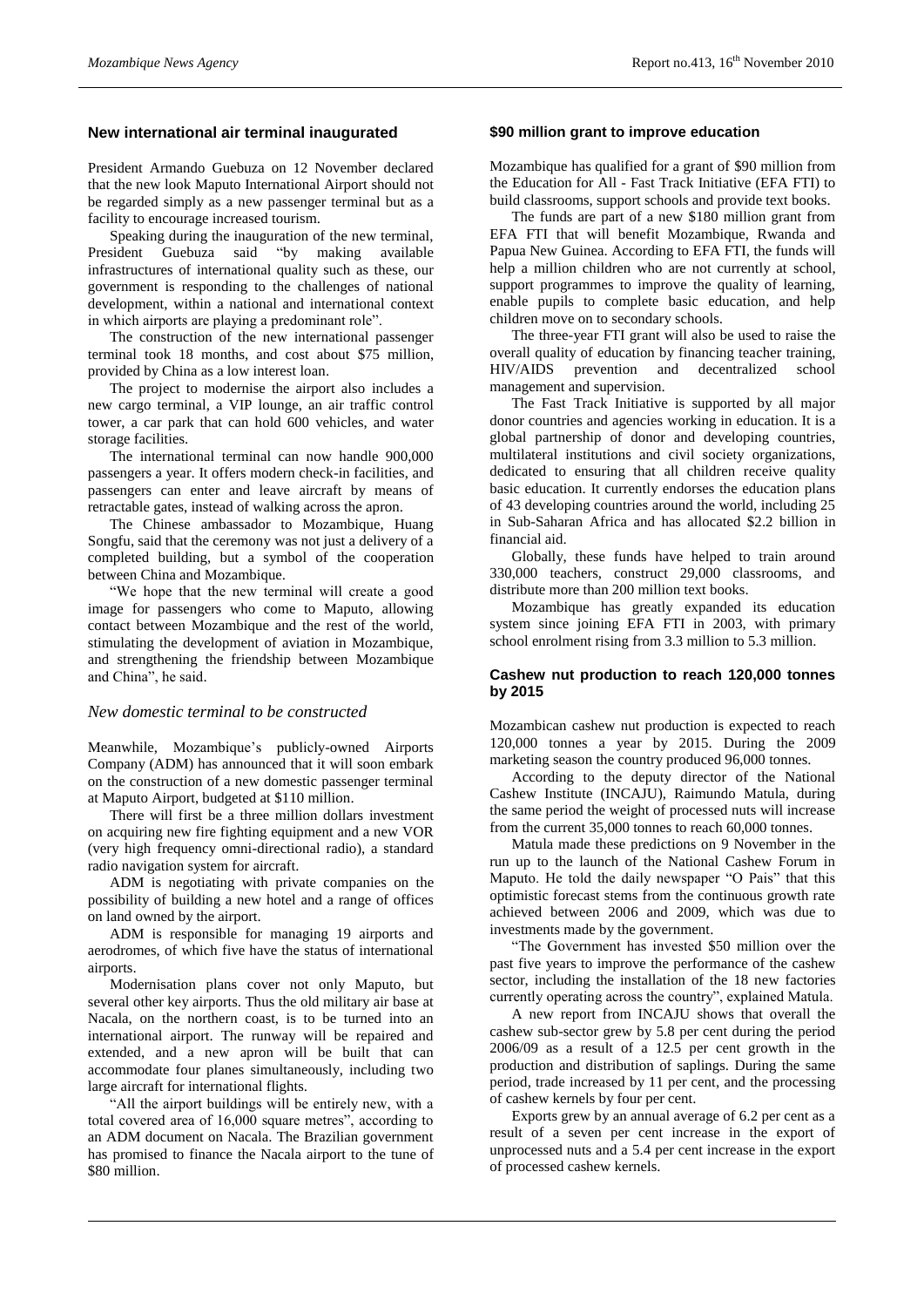## New international air terminal inaugurated

President Armando Guebuza on 12 November declared that the new look Maputo International Airport should not be regarded simply as a new passenger terminal but as a facility to encourage increased tourism.

Speaking during the inauguration of the new terminal, President Guebuza said "by making available infrastructures of international quality such as these, our government is responding to the challenges of national development, within a national and international context in which airports are playing a predominant role".

The construction of the new international passenger terminal took 18 months, and cost about \$75 million, provided by China as a low interest loan.

The project to modernise the airport also includes a new cargo terminal, a VIP lounge, an air traffic control tower, a car park that can hold 600 vehicles, and water storage facilities.

The international terminal can now handle 900,000 passengers a year. It offers modern check-in facilities, and passengers can enter and leave aircraft by means of retractable gates, instead of walking across the apron.

The Chinese ambassador to Mozambique, Huang Songfu, said that the ceremony was not just a delivery of a completed building, but a symbol of the cooperation between China and Mozambique.

"We hope that the new terminal will create a good image for passengers who come to Maputo, allowing contact between Mozambique and the rest of the world, stimulating the development of aviation in Mozambique, and strengthening the friendship between Mozambique and China", he said.

### *New domestic terminal to be constructed*

Meanwhile, Mozambique's publicly-owned Airports Company (ADM) has announced that it will soon embark on the construction of a new domestic passenger terminal at Maputo Airport, budgeted at \$110 million.

There will first be a three million dollars investment on acquiring new fire fighting equipment and a new VOR (very high frequency omni-directional radio), a standard radio navigation system for aircraft.

ADM is negotiating with private companies on the possibility of building a new hotel and a range of offices on land owned by the airport.

ADM is responsible for managing 19 airports and aerodromes, of which five have the status of international airports.

Modernisation plans cover not only Maputo, but several other key airports. Thus the old military air base at Nacala, on the northern coast, is to be turned into an international airport. The runway will be repaired and extended, and a new apron will be built that can accommodate four planes simultaneously, including two large aircraft for international flights.

"All the airport buildings will be entirely new, with a total covered area of 16,000 square metres", according to an ADM document on Nacala. The Brazilian government has promised to finance the Nacala airport to the tune of \$80 million.

## \$90 million grant to improve education

Mozambique has qualified for a grant of \$90 million from the Education for All - Fast Track Initiative (EFA FTI) to build classrooms, support schools and provide text books.

The funds are part of a new \$180 million grant from EFA FTI that will benefit Mozambique, Rwanda and Papua New Guinea. According to EFA FTI, the funds will help a million children who are not currently at school, support programmes to improve the quality of learning, enable pupils to complete basic education, and help children move on to secondary schools.

The three-year FTI grant will also be used to raise the overall quality of education by financing teacher training, HIV/AIDS prevention and decentralized school management and supervision.

The Fast Track Initiative is supported by all major donor countries and agencies working in education. It is a global partnership of donor and developing countries, multilateral institutions and civil society organizations, dedicated to ensuring that all children receive quality basic education. It currently endorses the education plans of 43 developing countries around the world, including 25 in Sub-Saharan Africa and has allocated \$2.2 billion in financial aid.

Globally, these funds have helped to train around 330,000 teachers, construct 29,000 classrooms, and distribute more than 200 million text books.

Mozambique has greatly expanded its education system since joining EFA FTI in 2003, with primary school enrolment rising from 3.3 million to 5.3 million.

## Cashew nut production to reach 120,000 tonnes by 2015

Mozambican cashew nut production is expected to reach 120,000 tonnes a year by 2015. During the 2009 marketing season the country produced 96,000 tonnes.

According to the deputy director of the National Cashew Institute (INCAJU), Raimundo Matula, during the same period the weight of processed nuts will increase from the current 35,000 tonnes to reach 60,000 tonnes.

Matula made these predictions on 9 November in the run up to the launch of the National Cashew Forum in Maputo. He told the daily newspaper "O Pais" that this optimistic forecast stems from the continuous growth rate achieved between 2006 and 2009, which was due to investments made by the government.

"The Government has invested \$50 million over the past five years to improve the performance of the cashew sector, including the installation of the 18 new factories currently operating across the country", explained Matula.

A new report from INCAJU shows that overall the cashew sub-sector grew by 5.8 per cent during the period 2006/09 as a result of a 12.5 per cent growth in the production and distribution of saplings. During the same period, trade increased by 11 per cent, and the processing of cashew kernels by four per cent.

Exports grew by an annual average of 6.2 per cent as a result of a seven per cent increase in the export of unprocessed nuts and a 5.4 per cent increase in the export of processed cashew kernels.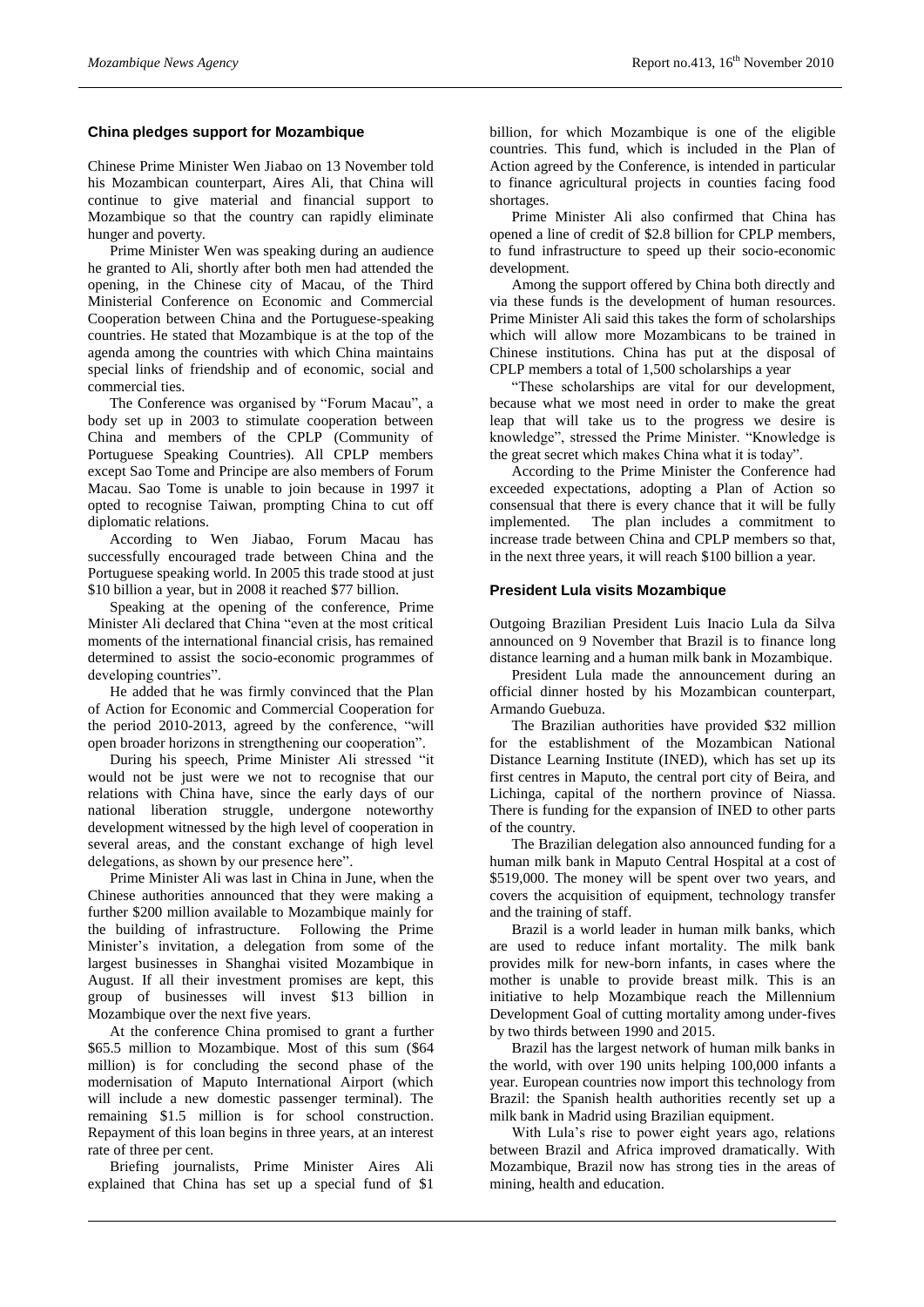## China pledges support for Mozambique

Chinese Prime Minister Wen Jiabao on 13 November told his Mozambican counterpart, Aires Ali, that China will continue to give material and financial support to Mozambique so that the country can rapidly eliminate hunger and poverty.

Prime Minister Wen was speaking during an audience he granted to Ali, shortly after both men had attended the opening, in the Chinese city of Macau, of the Third Ministerial Conference on Economic and Commercial Cooperation between China and the Portuguese-speaking countries. He stated that Mozambique is at the top of the agenda among the countries with which China maintains special links of friendship and of economic, social and commercial ties.

The Conference was organised by "Forum Macau", a body set up in 2003 to stimulate cooperation between China and members of the CPLP (Community of Portuguese Speaking Countries). All CPLP members except Sao Tome and Principe are also members of Forum Macau. Sao Tome is unable to join because in 1997 it opted to recognise Taiwan, prompting China to cut off diplomatic relations.

According to Wen Jiabao, Forum Macau has successfully encouraged trade between China and the Portuguese speaking world. In 2005 this trade stood at just $10 billion a year, but in 2008 it reached $77 billion.

Speaking at the opening of the conference, Prime Minister Ali declared that China "even at the most critical moments of the international financial crisis, has remained determined to assist the socio-economic programmes of developing countries".

He added that he was firmly convinced that the Plan of Action for Economic and Commercial Cooperation for the period 2010-2013, agreed by the conference, "will open broader horizons in strengthening our cooperation".

During his speech, Prime Minister Ali stressed "it would not be just were we not to recognise that our relations with China have, since the early days of our national liberation struggle, undergone noteworthy development witnessed by the high level of cooperation in several areas, and the constant exchange of high level delegations, as shown by our presence here".

Prime Minister Ali was last in China in June, when the Chinese authorities announced that they were making a further $200 million available to Mozambique mainly for the building of infrastructure. Following the Prime Minister's invitation, a delegation from some of the largest businesses in Shanghai visited Mozambique in August. If all their investment promises are kept, this group of businesses will invest $13 billion in Mozambique over the next five years.

At the conference China promised to grant a further $65.5 million to Mozambique. Most of this sum ($64 million) is for concluding the second phase of the modernisation of Maputo International Airport (which will include a new domestic passenger terminal). The remaining $1.5 million is for school construction. Repayment of this loan begins in three years, at an interest rate of three per cent.

Briefing journalists, Prime Minister Aires Ali explained that China has set up a special fund of $1 billion, for which Mozambique is one of the eligible countries. This fund, which is included in the Plan of Action agreed by the Conference, is intended in particular to finance agricultural projects in counties facing food shortages.

Prime Minister Ali also confirmed that China has opened a line of credit of $2.8 billion for CPLP members, to fund infrastructure to speed up their socio-economic development.

Among the support offered by China both directly and via these funds is the development of human resources. Prime Minister Ali said this takes the form of scholarships which will allow more Mozambicans to be trained in Chinese institutions. China has put at the disposal of CPLP members a total of 1,500 scholarships a year

"These scholarships are vital for our development, because what we most need in order to make the great leap that will take us to the progress we desire is knowledge", stressed the Prime Minister. "Knowledge is the great secret which makes China what it is today".

According to the Prime Minister the Conference had exceeded expectations, adopting a Plan of Action so consensual that there is every chance that it will be fully implemented. The plan includes a commitment to increase trade between China and CPLP members so that, in the next three years, it will reach $100 billion a year.

## President Lula visits Mozambique

Outgoing Brazilian President Luis Inacio Lula da Silva announced on 9 November that Brazil is to finance long distance learning and a human milk bank in Mozambique.

President Lula made the announcement during an official dinner hosted by his Mozambican counterpart, Armando Guebuza.

The Brazilian authorities have provided $32 million for the establishment of the Mozambican National Distance Learning Institute (INED), which has set up its first centres in Maputo, the central port city of Beira, and Lichinga, capital of the northern province of Niassa. There is funding for the expansion of INED to other parts of the country.

The Brazilian delegation also announced funding for a human milk bank in Maputo Central Hospital at a cost of $519,000. The money will be spent over two years, and covers the acquisition of equipment, technology transfer and the training of staff.

Brazil is a world leader in human milk banks, which are used to reduce infant mortality. The milk bank provides milk for new-born infants, in cases where the mother is unable to provide breast milk. This is an initiative to help Mozambique reach the Millennium Development Goal of cutting mortality among under-fives by two thirds between 1990 and 2015.

Brazil has the largest network of human milk banks in the world, with over 190 units helping 100,000 infants a year. European countries now import this technology from Brazil: the Spanish health authorities recently set up a milk bank in Madrid using Brazilian equipment.

With Lula's rise to power eight years ago, relations between Brazil and Africa improved dramatically. With Mozambique, Brazil now has strong ties in the areas of mining, health and education.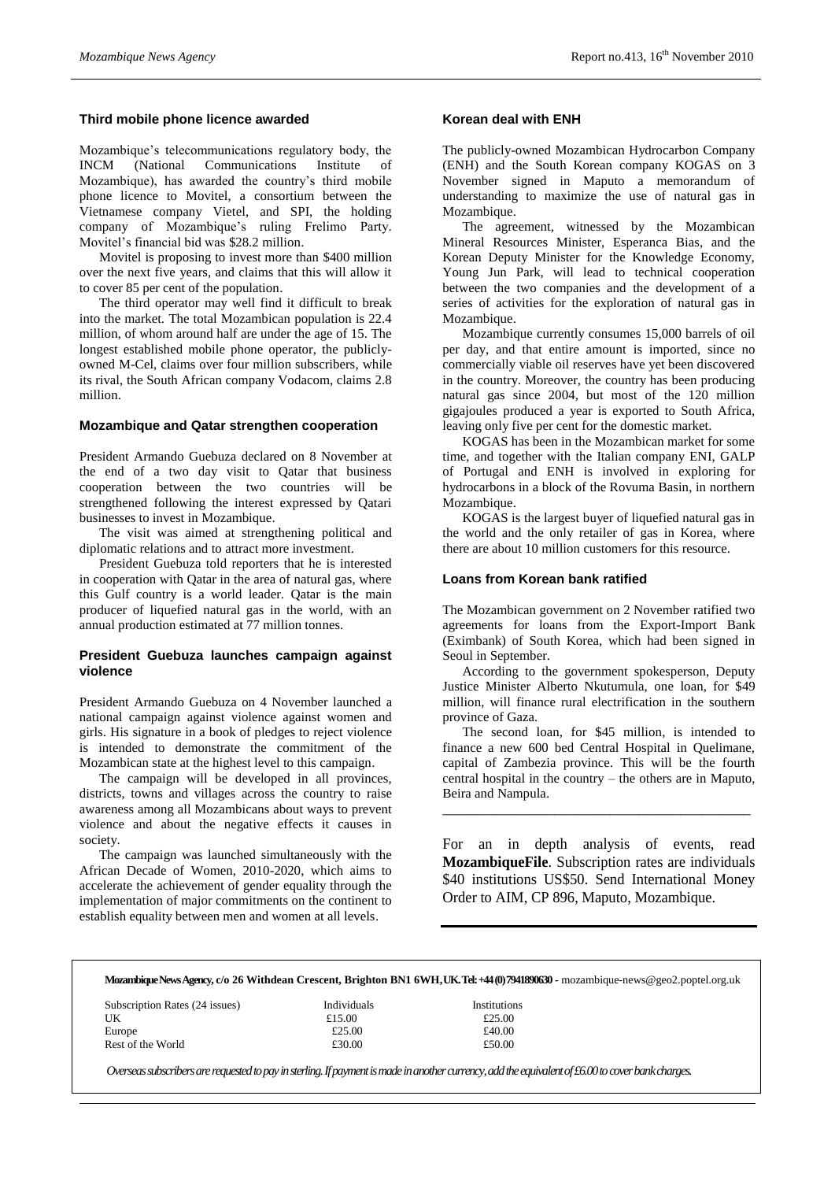### Third mobile phone licence awarded

Mozambique's telecommunications regulatory body, the INCM (National Communications Institute of Mozambique), has awarded the country's third mobile phone licence to Movitel, a consortium between the Vietnamese company Vietel, and SPI, the holding company of Mozambique's ruling Frelimo Party. Movitel's financial bid was $28.2 million.

Movitel is proposing to invest more than $400 million over the next five years, and claims that this will allow it to cover 85 per cent of the population.

The third operator may well find it difficult to break into the market. The total Mozambican population is 22.4 million, of whom around half are under the age of 15. The longest established mobile phone operator, the publicly-owned M-Cel, claims over four million subscribers, while its rival, the South African company Vodacom, claims 2.8 million.

### Mozambique and Qatar strengthen cooperation

President Armando Guebuza declared on 8 November at the end of a two day visit to Qatar that business cooperation between the two countries will be strengthened following the interest expressed by Qatari businesses to invest in Mozambique.

The visit was aimed at strengthening political and diplomatic relations and to attract more investment.

President Guebuza told reporters that he is interested in cooperation with Qatar in the area of natural gas, where this Gulf country is a world leader. Qatar is the main producer of liquefied natural gas in the world, with an annual production estimated at 77 million tonnes.

### President Guebuza launches campaign against violence

President Armando Guebuza on 4 November launched a national campaign against violence against women and girls. His signature in a book of pledges to reject violence is intended to demonstrate the commitment of the Mozambican state at the highest level to this campaign.

The campaign will be developed in all provinces, districts, towns and villages across the country to raise awareness among all Mozambicans about ways to prevent violence and about the negative effects it causes in society.

The campaign was launched simultaneously with the African Decade of Women, 2010-2020, which aims to accelerate the achievement of gender equality through the implementation of major commitments on the continent to establish equality between men and women at all levels.

### Korean deal with ENH

The publicly-owned Mozambican Hydrocarbon Company (ENH) and the South Korean company KOGAS on 3 November signed in Maputo a memorandum of understanding to maximize the use of natural gas in Mozambique.

The agreement, witnessed by the Mozambican Mineral Resources Minister, Esperanca Bias, and the Korean Deputy Minister for the Knowledge Economy, Young Jun Park, will lead to technical cooperation between the two companies and the development of a series of activities for the exploration of natural gas in Mozambique.

Mozambique currently consumes 15,000 barrels of oil per day, and that entire amount is imported, since no commercially viable oil reserves have yet been discovered in the country. Moreover, the country has been producing natural gas since 2004, but most of the 120 million gigajoules produced a year is exported to South Africa, leaving only five per cent for the domestic market.

KOGAS has been in the Mozambican market for some time, and together with the Italian company ENI, GALP of Portugal and ENH is involved in exploring for hydrocarbons in a block of the Rovuma Basin, in northern Mozambique.

KOGAS is the largest buyer of liquefied natural gas in the world and the only retailer of gas in Korea, where there are about 10 million customers for this resource.

### Loans from Korean bank ratified

The Mozambican government on 2 November ratified two agreements for loans from the Export-Import Bank (Eximbank) of South Korea, which had been signed in Seoul in September.

According to the government spokesperson, Deputy Justice Minister Alberto Nkutumula, one loan, for $49 million, will finance rural electrification in the southern province of Gaza.

The second loan, for $45 million, is intended to finance a new 600 bed Central Hospital in Quelimane, capital of Zambezia province. This will be the fourth central hospital in the country – the others are in Maputo, Beira and Nampula.

---

For an in depth analysis of events, read **MozambiqueFile**. Subscription rates are individuals $40 institutions US$50. Send International Money Order to AIM, CP 896, Maputo, Mozambique.

---

**Mozambique News Agency, c/o 26 Withdean Crescent, Brighton BN1 6WH, UK. Tel: +44 (0) 7941890630 -** mozambique-news@geo2.poptel.org.uk

| Subscription Rates (24 issues) | Individuals | Institutions |
|---|---|---|
| UK | £15.00 | £25.00 |
| Europe | £25.00 | £40.00 |
| Rest of the World | £30.00 | £50.00 |

*Overseas subscribers are requested to pay in sterling. If payment is made in another currency, add the equivalent of £6.00 to cover bank charges.*